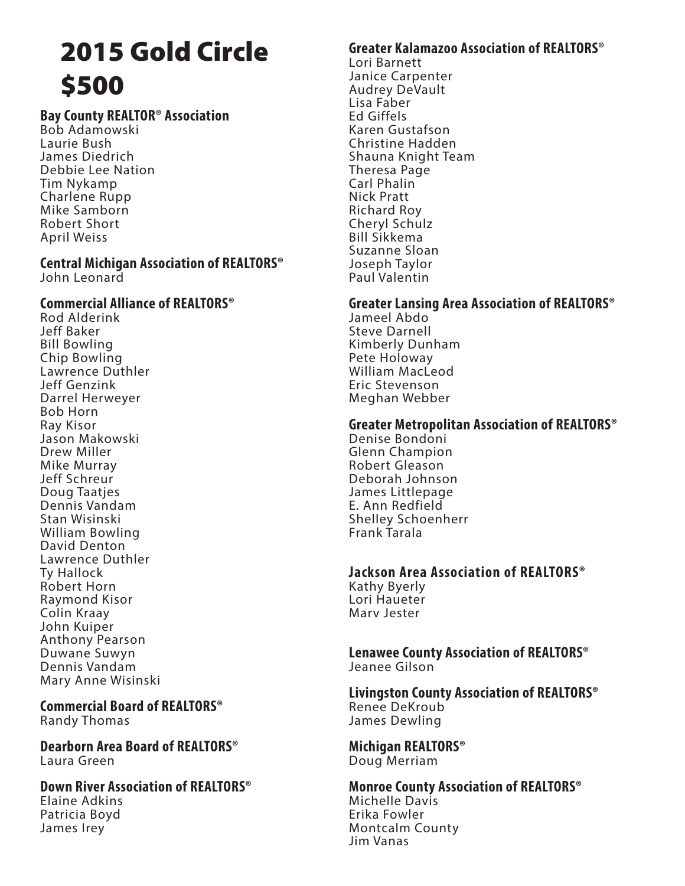# 2015 Gold Circle $500

### Bay County REALTOR® Association
Bob Adamowski
Laurie Bush
James Diedrich
Debbie Lee Nation
Tim Nykamp
Charlene Rupp
Mike Samborn
Robert Short
April Weiss

### Central Michigan Association of REALTORS®
John Leonard

### Commercial Alliance of REALTORS®
Rod Alderink
Jeff Baker
Bill Bowling
Chip Bowling
Lawrence Duthler
Jeff Genzink
Darrel Herweyer
Bob Horn
Ray Kisor
Jason Makowski
Drew Miller
Mike Murray
Jeff Schreur
Doug Taatjes
Dennis Vandam
Stan Wisinski
William Bowling
David Denton
Lawrence Duthler
Ty Hallock
Robert Horn
Raymond Kisor
Colin Kraay
John Kuiper
Anthony Pearson
Duwane Suwyn
Dennis Vandam
Mary Anne Wisinski

### Commercial Board of REALTORS®
Randy Thomas

### Dearborn Area Board of REALTORS®
Laura Green

### Down River Association of REALTORS®
Elaine Adkins
Patricia Boyd
James Irey

### Greater Kalamazoo Association of REALTORS®
Lori Barnett
Janice Carpenter
Audrey DeVault
Lisa Faber
Ed Giffels
Karen Gustafson
Christine Hadden
Shauna Knight Team
Theresa Page
Carl Phalin
Nick Pratt
Richard Roy
Cheryl Schulz
Bill Sikkema
Suzanne Sloan
Joseph Taylor
Paul Valentin

### Greater Lansing Area Association of REALTORS®
Jameel Abdo
Steve Darnell
Kimberly Dunham
Pete Holoway
William MacLeod
Eric Stevenson
Meghan Webber

### Greater Metropolitan Association of REALTORS®
Denise Bondoni
Glenn Champion
Robert Gleason
Deborah Johnson
James Littlepage
E. Ann Redfield
Shelley Schoenherr
Frank Tarala

### Jackson Area Association of REALTORS®
Kathy Byerly
Lori Haueter
Marv Jester

### Lenawee County Association of REALTORS®
Jeanee Gilson

### Livingston County Association of REALTORS®
Renee DeKroub
James Dewling

### Michigan REALTORS®
Doug Merriam

### Monroe County Association of REALTORS®
Michelle Davis
Erika Fowler
Montcalm County
Jim Vanas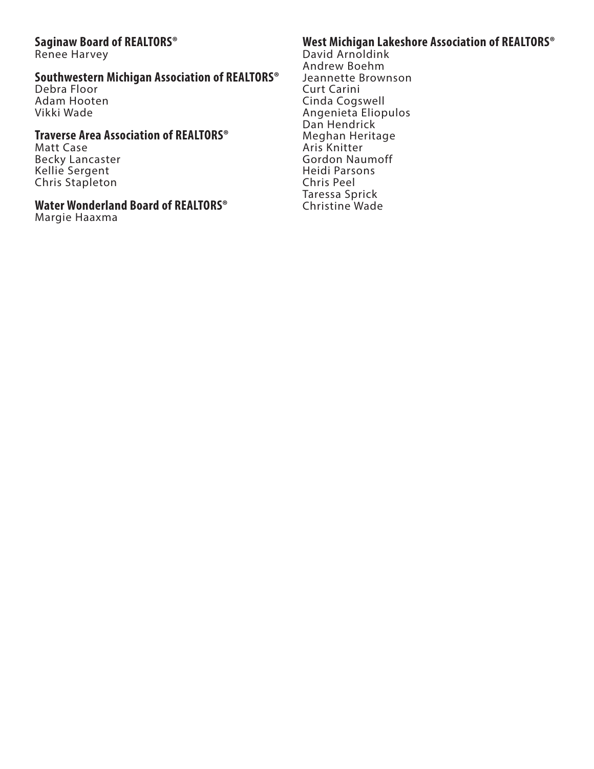**Saginaw Board of REALTORS®**
Renee Harvey

**Southwestern Michigan Association of REALTORS®**
Debra Floor
Adam Hooten
Vikki Wade

**Traverse Area Association of REALTORS®**
Matt Case
Becky Lancaster
Kellie Sergent
Chris Stapleton

**Water Wonderland Board of REALTORS®**
Margie Haaxma

**West Michigan Lakeshore Association of REALTORS®**
David Arnoldink
Andrew Boehm
Jeannette Brownson
Curt Carini
Cinda Cogswell
Angenieta Eliopulos
Dan Hendrick
Meghan Heritage
Aris Knitter
Gordon Naumoff
Heidi Parsons
Chris Peel
Taressa Sprick
Christine Wade